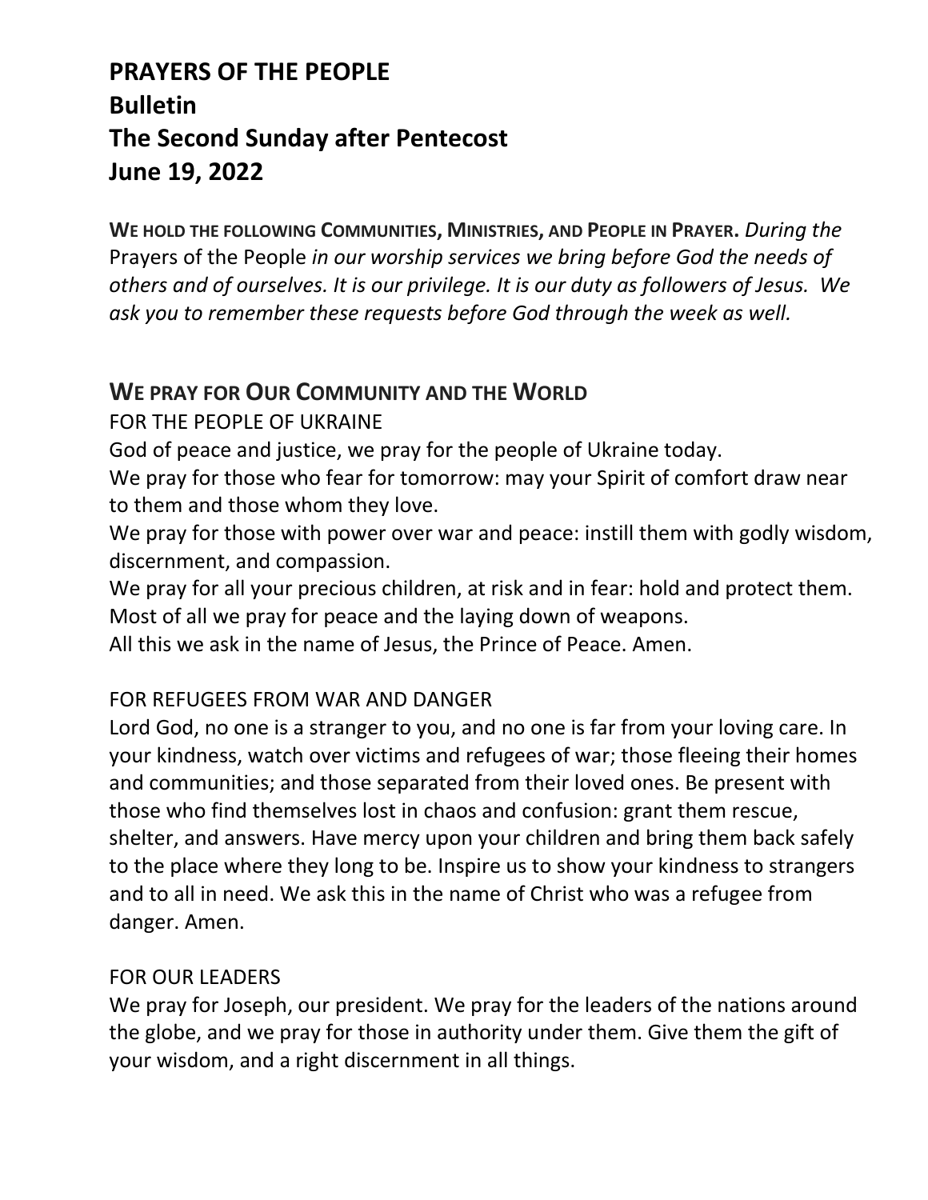# PRAYERS OF THE PEOPLE
# Bulletin
# The Second Sunday after Pentecost
# June 19, 2022

**WE HOLD THE FOLLOWING COMMUNITIES, MINISTRIES, AND PEOPLE IN PRAYER.** *During the* Prayers of the People *in our worship services we bring before God the needs of others and of ourselves. It is our privilege. It is our duty as followers of Jesus. We ask you to remember these requests before God through the week as well.*

## WE PRAY FOR OUR COMMUNITY AND THE WORLD

FOR THE PEOPLE OF UKRAINE

God of peace and justice, we pray for the people of Ukraine today.
We pray for those who fear for tomorrow: may your Spirit of comfort draw near to them and those whom they love.
We pray for those with power over war and peace: instill them with godly wisdom, discernment, and compassion.
We pray for all your precious children, at risk and in fear: hold and protect them.
Most of all we pray for peace and the laying down of weapons.
All this we ask in the name of Jesus, the Prince of Peace. Amen.

FOR REFUGEES FROM WAR AND DANGER

Lord God, no one is a stranger to you, and no one is far from your loving care. In your kindness, watch over victims and refugees of war; those fleeing their homes and communities; and those separated from their loved ones. Be present with those who find themselves lost in chaos and confusion: grant them rescue, shelter, and answers. Have mercy upon your children and bring them back safely to the place where they long to be. Inspire us to show your kindness to strangers and to all in need. We ask this in the name of Christ who was a refugee from danger. Amen.

FOR OUR LEADERS

We pray for Joseph, our president. We pray for the leaders of the nations around the globe, and we pray for those in authority under them. Give them the gift of your wisdom, and a right discernment in all things.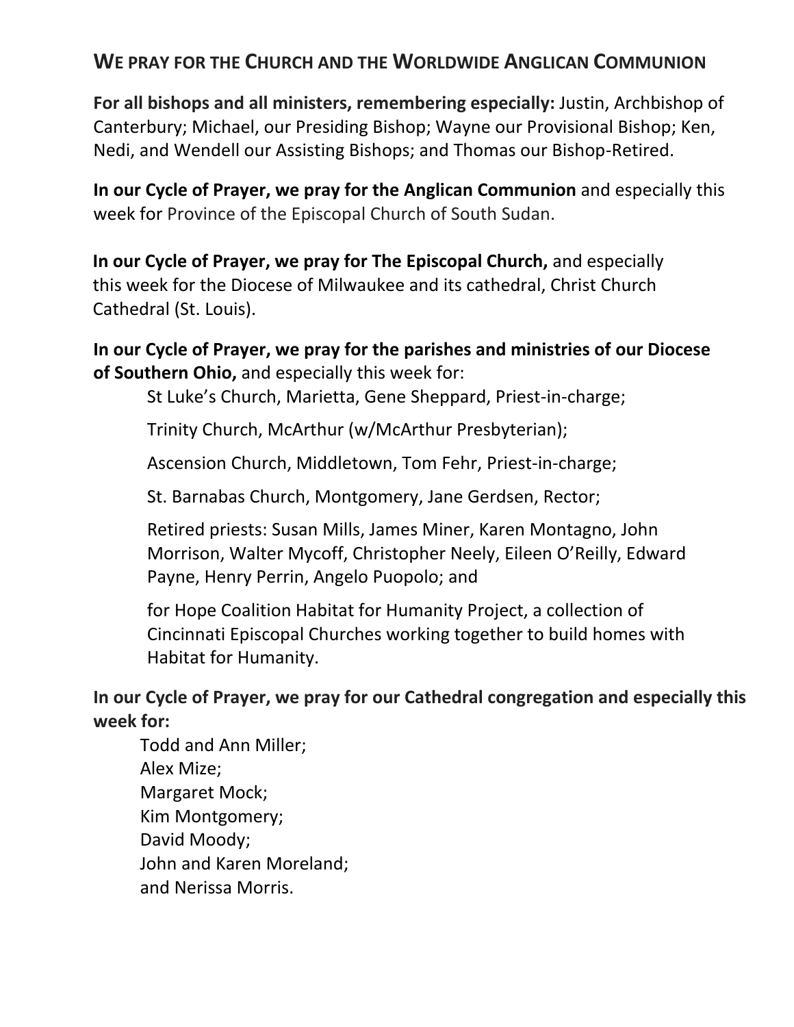## WE PRAY FOR THE CHURCH AND THE WORLDWIDE ANGLICAN COMMUNION

**For all bishops and all ministers, remembering especially:** Justin, Archbishop of Canterbury; Michael, our Presiding Bishop; Wayne our Provisional Bishop; Ken, Nedi, and Wendell our Assisting Bishops; and Thomas our Bishop-Retired.

**In our Cycle of Prayer, we pray for the Anglican Communion** and especially this week for Province of the Episcopal Church of South Sudan.

**In our Cycle of Prayer, we pray for The Episcopal Church,** and especially this week for the Diocese of Milwaukee and its cathedral, Christ Church Cathedral (St. Louis).

**In our Cycle of Prayer, we pray for the parishes and ministries of our Diocese of Southern Ohio,** and especially this week for:

St Luke's Church, Marietta, Gene Sheppard, Priest-in-charge;

Trinity Church, McArthur (w/McArthur Presbyterian);

Ascension Church, Middletown, Tom Fehr, Priest-in-charge;

St. Barnabas Church, Montgomery, Jane Gerdsen, Rector;

Retired priests: Susan Mills, James Miner, Karen Montagno, John Morrison, Walter Mycoff, Christopher Neely, Eileen O'Reilly, Edward Payne, Henry Perrin, Angelo Puopolo; and

for Hope Coalition Habitat for Humanity Project, a collection of Cincinnati Episcopal Churches working together to build homes with Habitat for Humanity.

**In our Cycle of Prayer, we pray for our Cathedral congregation and especially this week for:**

Todd and Ann Miller;
Alex Mize;
Margaret Mock;
Kim Montgomery;
David Moody;
John and Karen Moreland;
and Nerissa Morris.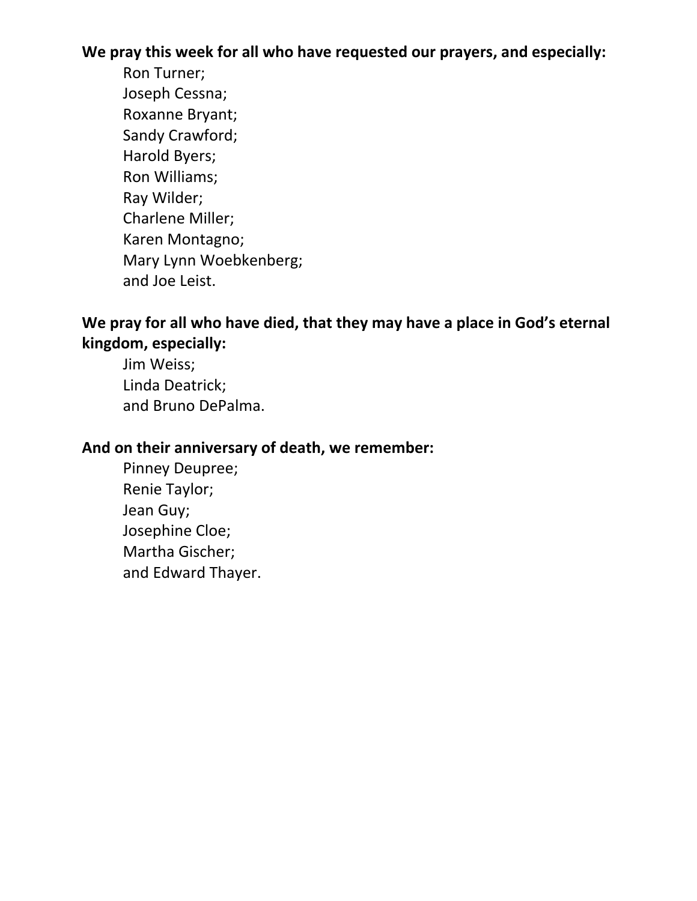**We pray this week for all who have requested our prayers, and especially:**

Ron Turner;
Joseph Cessna;
Roxanne Bryant;
Sandy Crawford;
Harold Byers;
Ron Williams;
Ray Wilder;
Charlene Miller;
Karen Montagno;
Mary Lynn Woebkenberg;
and Joe Leist.

**We pray for all who have died, that they may have a place in God's eternal kingdom, especially:**

Jim Weiss;
Linda Deatrick;
and Bruno DePalma.

**And on their anniversary of death, we remember:**

Pinney Deupree;
Renie Taylor;
Jean Guy;
Josephine Cloe;
Martha Gischer;
and Edward Thayer.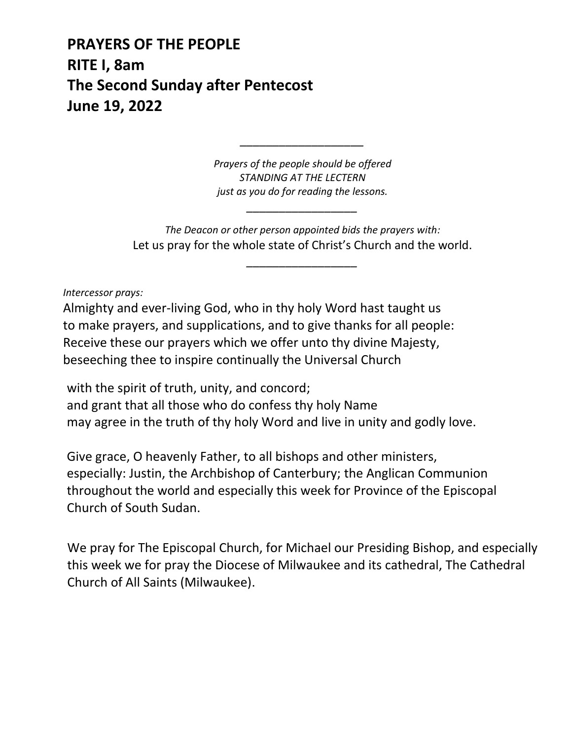# PRAYERS OF THE PEOPLE
# RITE I, 8am
# The Second Sunday after Pentecost
# June 19, 2022

___________________

*Prayers of the people should be offered*
*STANDING AT THE LECTERN*
*just as you do for reading the lessons.*

___________________

*The Deacon or other person appointed bids the prayers with:*
Let us pray for the whole state of Christ's Church and the world.

___________________

*Intercessor prays:*

Almighty and ever-living God, who in thy holy Word hast taught us
to make prayers, and supplications, and to give thanks for all people:
Receive these our prayers which we offer unto thy divine Majesty,
beseeching thee to inspire continually the Universal Church

with the spirit of truth, unity, and concord;
and grant that all those who do confess thy holy Name
may agree in the truth of thy holy Word and live in unity and godly love.

Give grace, O heavenly Father, to all bishops and other ministers,
especially: Justin, the Archbishop of Canterbury; the Anglican Communion
throughout the world and especially this week for Province of the Episcopal
Church of South Sudan.

We pray for The Episcopal Church, for Michael our Presiding Bishop, and especially
this week we for pray the Diocese of Milwaukee and its cathedral, The Cathedral
Church of All Saints (Milwaukee).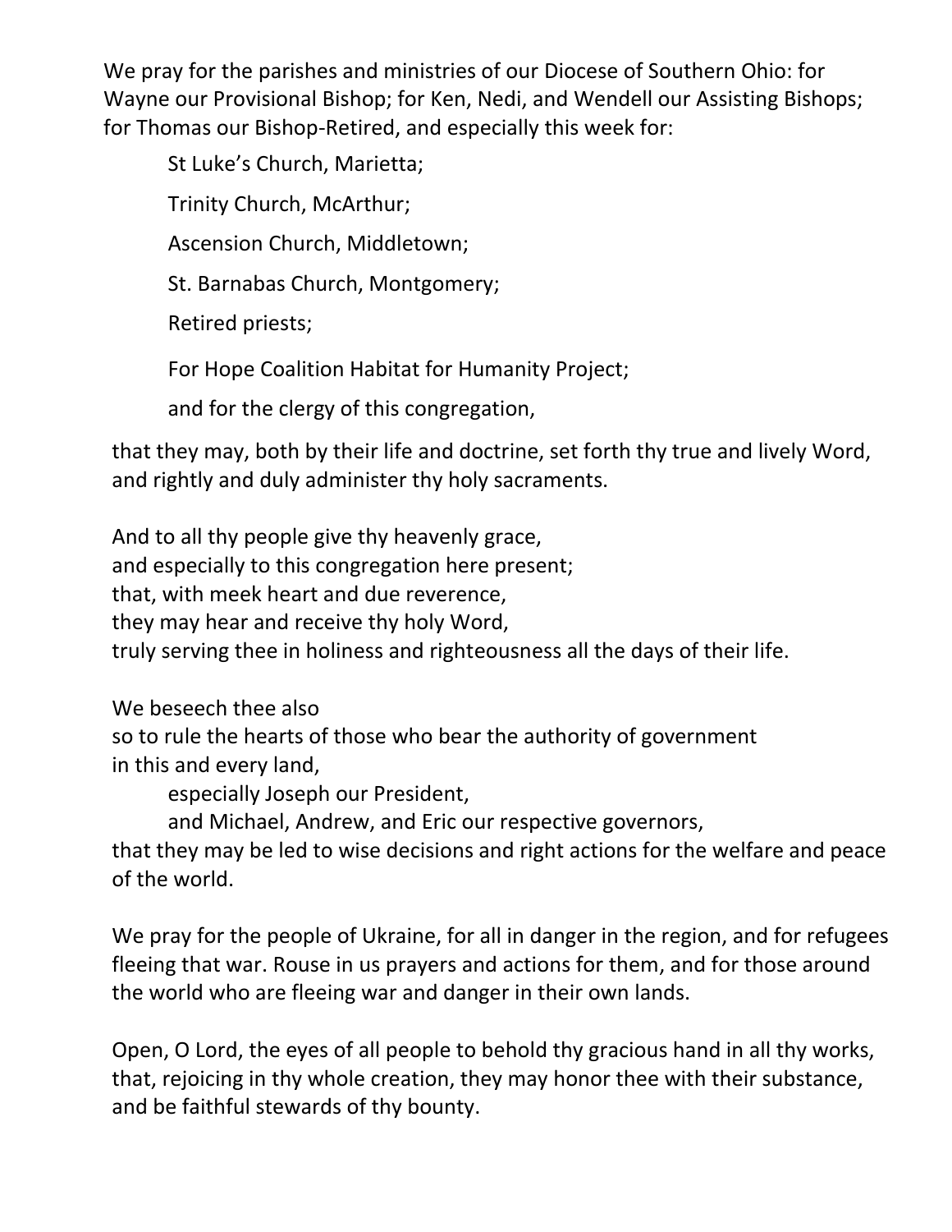We pray for the parishes and ministries of our Diocese of Southern Ohio: for Wayne our Provisional Bishop; for Ken, Nedi, and Wendell our Assisting Bishops; for Thomas our Bishop-Retired, and especially this week for:

St Luke's Church, Marietta;

Trinity Church, McArthur;

Ascension Church, Middletown;

St. Barnabas Church, Montgomery;

Retired priests;

For Hope Coalition Habitat for Humanity Project;

and for the clergy of this congregation,

that they may, both by their life and doctrine, set forth thy true and lively Word, and rightly and duly administer thy holy sacraments.

And to all thy people give thy heavenly grace,
and especially to this congregation here present;
that, with meek heart and due reverence,
they may hear and receive thy holy Word,
truly serving thee in holiness and righteousness all the days of their life.

We beseech thee also
so to rule the hearts of those who bear the authority of government
in this and every land,
especially Joseph our President,
and Michael, Andrew, and Eric our respective governors,
that they may be led to wise decisions and right actions for the welfare and peace of the world.

We pray for the people of Ukraine, for all in danger in the region, and for refugees fleeing that war. Rouse in us prayers and actions for them, and for those around the world who are fleeing war and danger in their own lands.

Open, O Lord, the eyes of all people to behold thy gracious hand in all thy works, that, rejoicing in thy whole creation, they may honor thee with their substance, and be faithful stewards of thy bounty.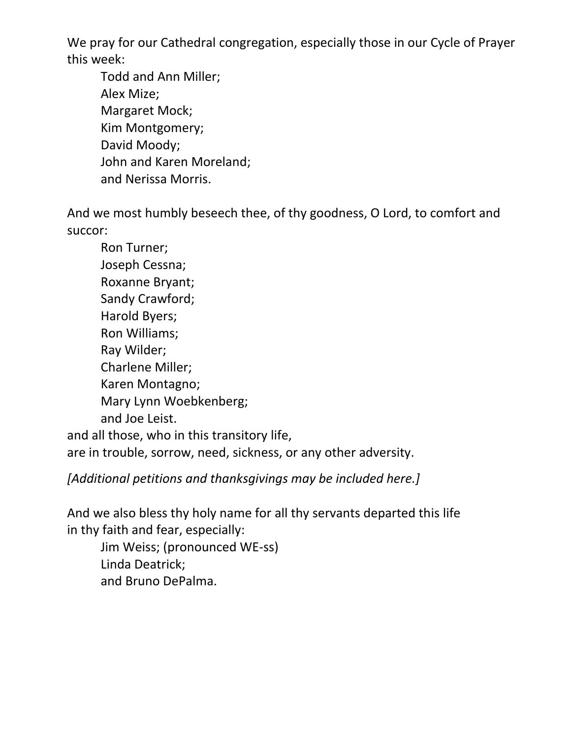We pray for our Cathedral congregation, especially those in our Cycle of Prayer this week:

Todd and Ann Miller;  
Alex Mize;  
Margaret Mock;  
Kim Montgomery;  
David Moody;  
John and Karen Moreland;  
and Nerissa Morris.

And we most humbly beseech thee, of thy goodness, O Lord, to comfort and succor:

Ron Turner;  
Joseph Cessna;  
Roxanne Bryant;  
Sandy Crawford;  
Harold Byers;  
Ron Williams;  
Ray Wilder;  
Charlene Miller;  
Karen Montagno;  
Mary Lynn Woebkenberg;  
and Joe Leist.

and all those, who in this transitory life,  
are in trouble, sorrow, need, sickness, or any other adversity.

*[Additional petitions and thanksgivings may be included here.]*

And we also bless thy holy name for all thy servants departed this life  
in thy faith and fear, especially:

Jim Weiss; (pronounced WE-ss)  
Linda Deatrick;  
and Bruno DePalma.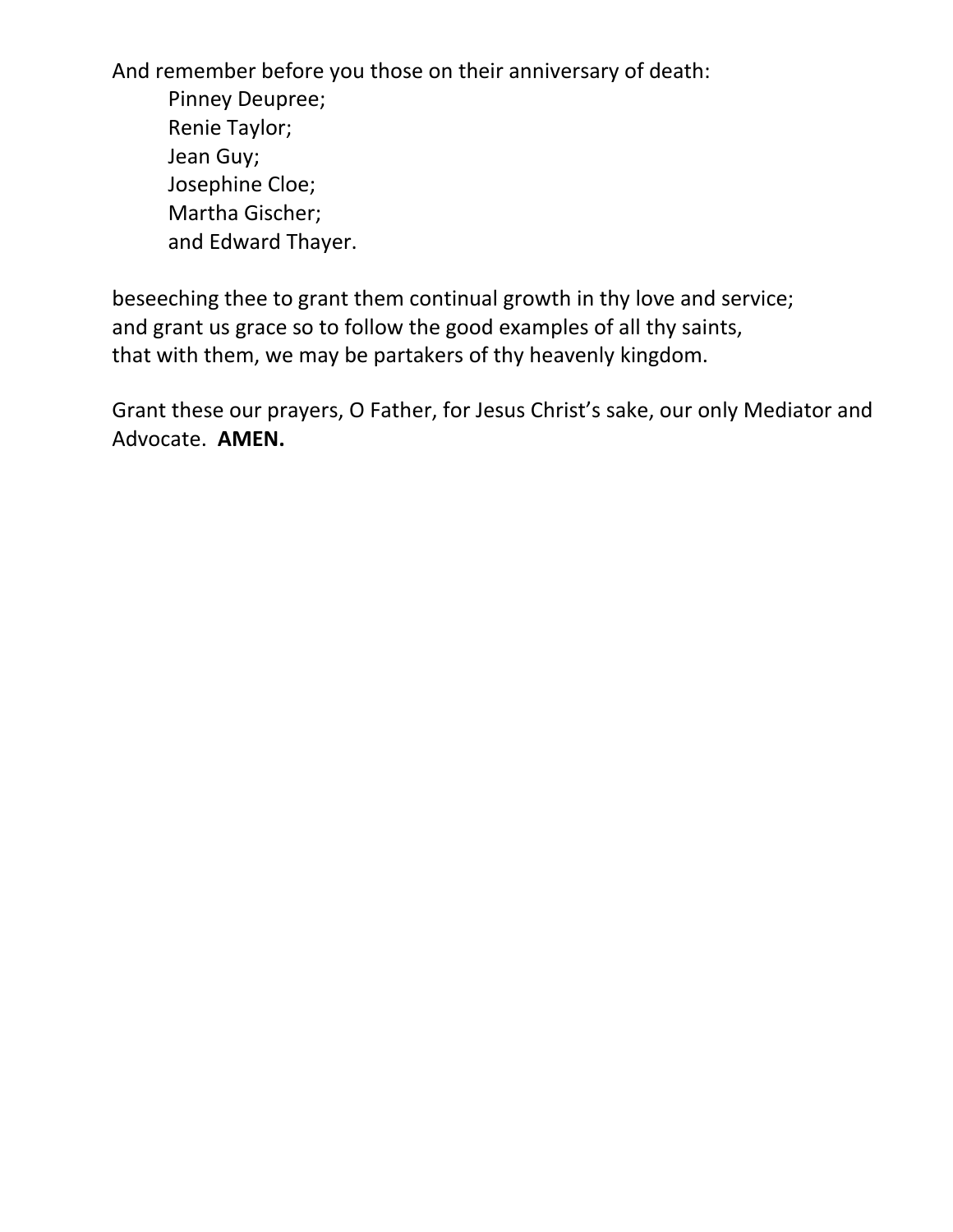And remember before you those on their anniversary of death:

Pinney Deupree;  
Renie Taylor;  
Jean Guy;  
Josephine Cloe;  
Martha Gischer;  
and Edward Thayer.

beseeching thee to grant them continual growth in thy love and service;  
and grant us grace so to follow the good examples of all thy saints,  
that with them, we may be partakers of thy heavenly kingdom.

Grant these our prayers, O Father, for Jesus Christ's sake, our only Mediator and Advocate. **AMEN.**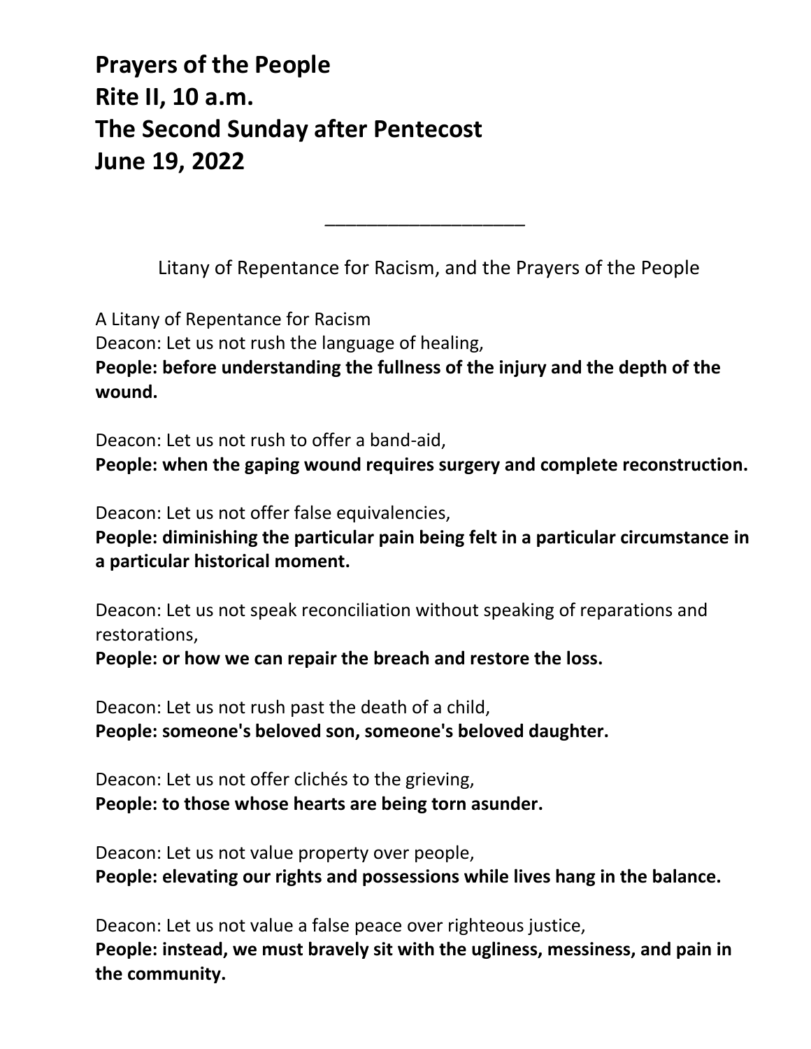# Prayers of the People
# Rite II, 10 a.m.
# The Second Sunday after Pentecost
# June 19, 2022

\_\_\_\_\_\_\_\_\_\_\_\_\_\_\_\_\_\_\_\_

Litany of Repentance for Racism, and the Prayers of the People

A Litany of Repentance for Racism

Deacon: Let us not rush the language of healing,
**People: before understanding the fullness of the injury and the depth of the wound.**

Deacon: Let us not rush to offer a band-aid,
**People: when the gaping wound requires surgery and complete reconstruction.**

Deacon: Let us not offer false equivalencies,
**People: diminishing the particular pain being felt in a particular circumstance in a particular historical moment.**

Deacon: Let us not speak reconciliation without speaking of reparations and restorations,
**People: or how we can repair the breach and restore the loss.**

Deacon: Let us not rush past the death of a child,
**People: someone's beloved son, someone's beloved daughter.**

Deacon: Let us not offer clichés to the grieving,
**People: to those whose hearts are being torn asunder.**

Deacon: Let us not value property over people,
**People: elevating our rights and possessions while lives hang in the balance.**

Deacon: Let us not value a false peace over righteous justice,
**People: instead, we must bravely sit with the ugliness, messiness, and pain in the community.**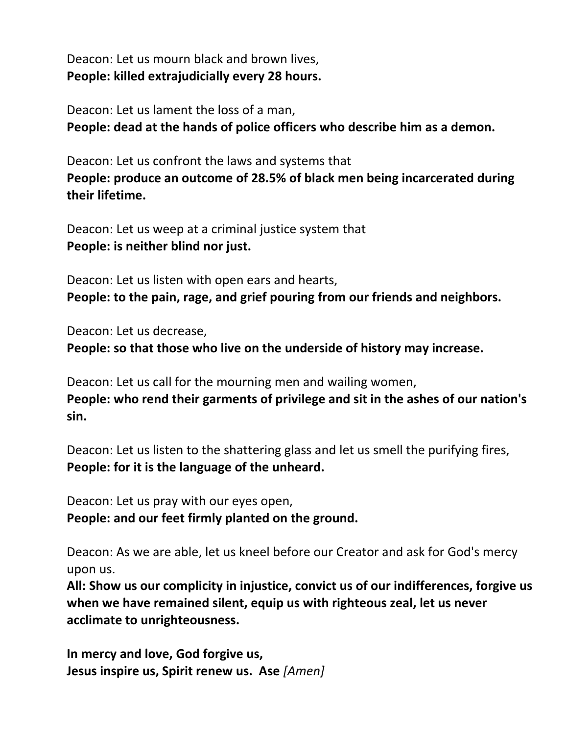Deacon: Let us mourn black and brown lives,
**People: killed extrajudicially every 28 hours.**

Deacon: Let us lament the loss of a man,
**People: dead at the hands of police officers who describe him as a demon.**

Deacon: Let us confront the laws and systems that
**People: produce an outcome of 28.5% of black men being incarcerated during their lifetime.**

Deacon: Let us weep at a criminal justice system that
**People: is neither blind nor just.**

Deacon: Let us listen with open ears and hearts,
**People: to the pain, rage, and grief pouring from our friends and neighbors.**

Deacon: Let us decrease,
**People: so that those who live on the underside of history may increase.**

Deacon: Let us call for the mourning men and wailing women,
**People: who rend their garments of privilege and sit in the ashes of our nation's sin.**

Deacon: Let us listen to the shattering glass and let us smell the purifying fires,
**People: for it is the language of the unheard.**

Deacon: Let us pray with our eyes open,
**People: and our feet firmly planted on the ground.**

Deacon: As we are able, let us kneel before our Creator and ask for God's mercy upon us.
**All: Show us our complicity in injustice, convict us of our indifferences, forgive us when we have remained silent, equip us with righteous zeal, let us never acclimate to unrighteousness.**

**In mercy and love, God forgive us,**
**Jesus inspire us, Spirit renew us. Ase** *[Amen]*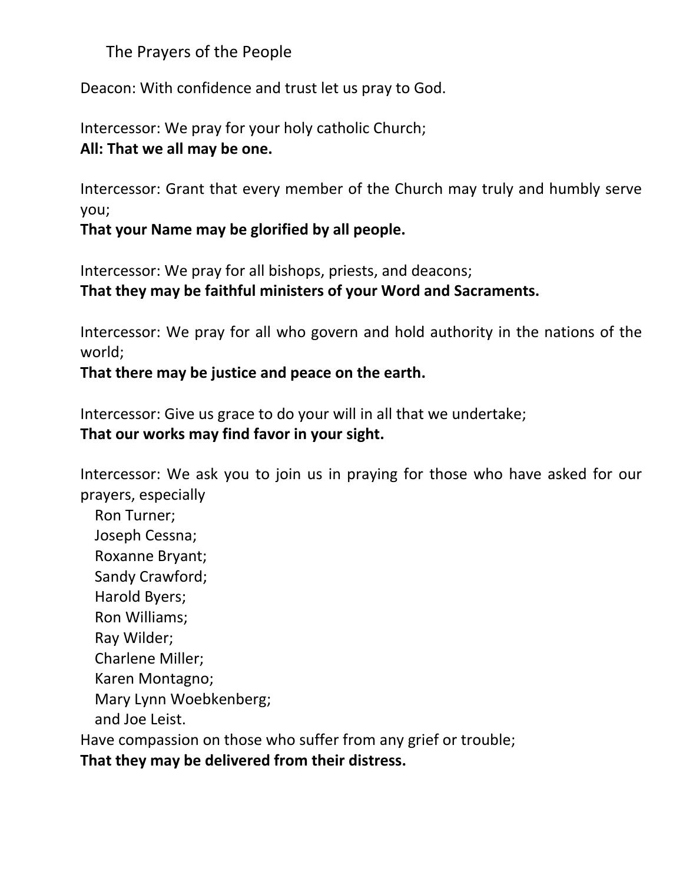## The Prayers of the People

Deacon: With confidence and trust let us pray to God.

Intercessor: We pray for your holy catholic Church;
**All: That we all may be one.**

Intercessor: Grant that every member of the Church may truly and humbly serve you;
**That your Name may be glorified by all people.**

Intercessor: We pray for all bishops, priests, and deacons;
**That they may be faithful ministers of your Word and Sacraments.**

Intercessor: We pray for all who govern and hold authority in the nations of the world;
**That there may be justice and peace on the earth.**

Intercessor: Give us grace to do your will in all that we undertake;
**That our works may find favor in your sight.**

Intercessor: We ask you to join us in praying for those who have asked for our prayers, especially
Ron Turner;
Joseph Cessna;
Roxanne Bryant;
Sandy Crawford;
Harold Byers;
Ron Williams;
Ray Wilder;
Charlene Miller;
Karen Montagno;
Mary Lynn Woebkenberg;
and Joe Leist.
Have compassion on those who suffer from any grief or trouble;
**That they may be delivered from their distress.**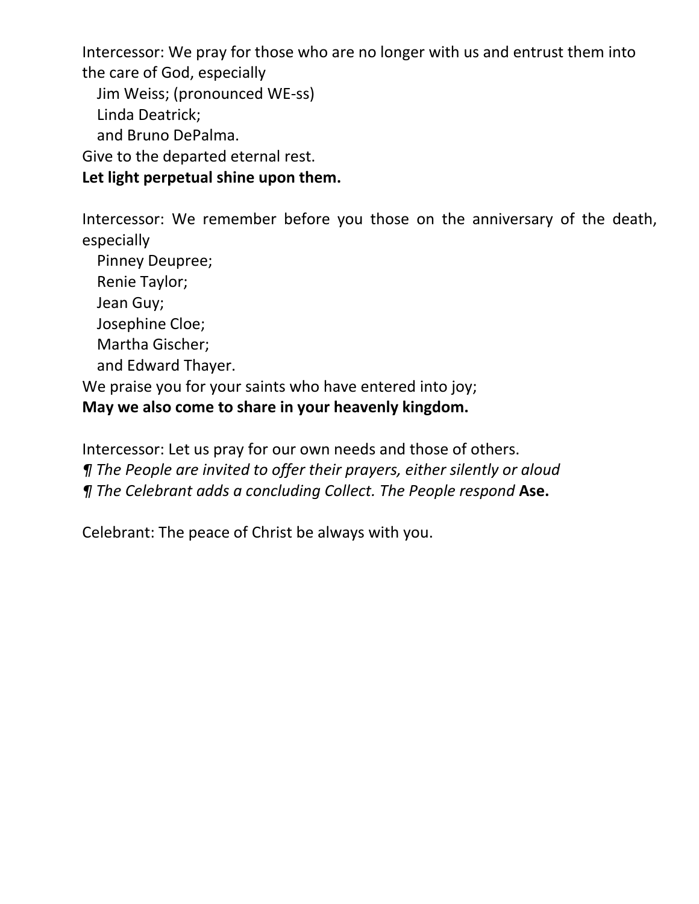Intercessor: We pray for those who are no longer with us and entrust them into the care of God, especially

Jim Weiss; (pronounced WE-ss)
Linda Deatrick;
and Bruno DePalma.

Give to the departed eternal rest.
**Let light perpetual shine upon them.**

Intercessor: We remember before you those on the anniversary of the death, especially

Pinney Deupree;
Renie Taylor;
Jean Guy;
Josephine Cloe;
Martha Gischer;
and Edward Thayer.

We praise you for your saints who have entered into joy;
**May we also come to share in your heavenly kingdom.**

Intercessor: Let us pray for our own needs and those of others.
*¶ The People are invited to offer their prayers, either silently or aloud*
*¶ The Celebrant adds a concluding Collect. The People respond* **Ase.**

Celebrant: The peace of Christ be always with you.